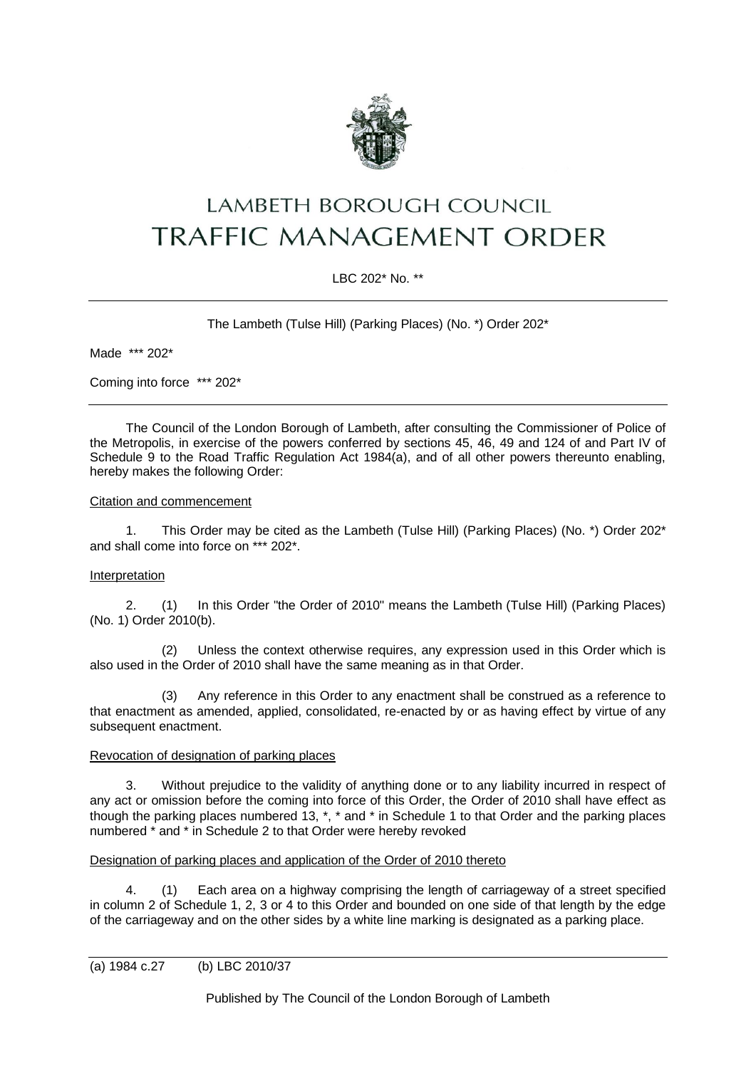# LAMBETH BOROUGH COUNCIL
# TRAFFIC MANAGEMENT ORDER

LBC 202* No. **

---

The Lambeth (Tulse Hill) (Parking Places) (No. *) Order 202*

Made *** 202*

Coming into force *** 202*

---

The Council of the London Borough of Lambeth, after consulting the Commissioner of Police of the Metropolis, in exercise of the powers conferred by sections 45, 46, 49 and 124 of and Part IV of Schedule 9 to the Road Traffic Regulation Act 1984(a), and of all other powers thereunto enabling, hereby makes the following Order:

Citation and commencement

1. This Order may be cited as the Lambeth (Tulse Hill) (Parking Places) (No. *) Order 202* and shall come into force on *** 202*.

Interpretation

2. (1) In this Order "the Order of 2010" means the Lambeth (Tulse Hill) (Parking Places) (No. 1) Order 2010(b).

(2) Unless the context otherwise requires, any expression used in this Order which is also used in the Order of 2010 shall have the same meaning as in that Order.

(3) Any reference in this Order to any enactment shall be construed as a reference to that enactment as amended, applied, consolidated, re-enacted by or as having effect by virtue of any subsequent enactment.

Revocation of designation of parking places

3. Without prejudice to the validity of anything done or to any liability incurred in respect of any act or omission before the coming into force of this Order, the Order of 2010 shall have effect as though the parking places numbered 13, *, * and * in Schedule 1 to that Order and the parking places numbered * and * in Schedule 2 to that Order were hereby revoked

Designation of parking places and application of the Order of 2010 thereto

4. (1) Each area on a highway comprising the length of carriageway of a street specified in column 2 of Schedule 1, 2, 3 or 4 to this Order and bounded on one side of that length by the edge of the carriageway and on the other sides by a white line marking is designated as a parking place.

---

(a) 1984 c.27 (b) LBC 2010/37

Published by The Council of the London Borough of Lambeth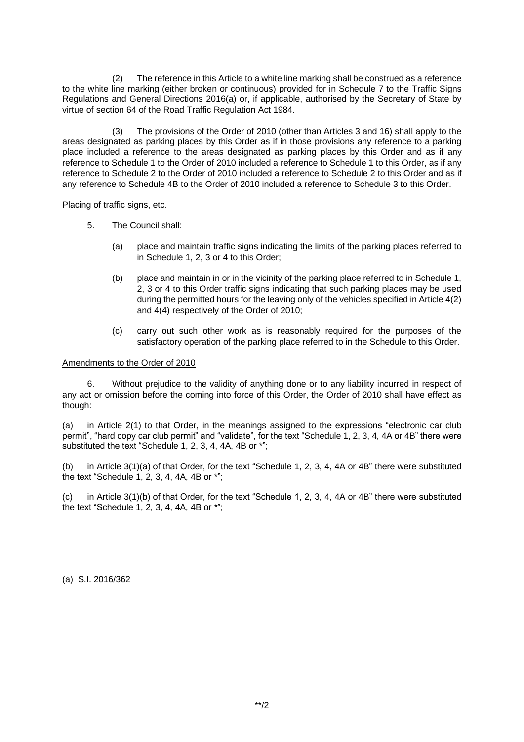(2) The reference in this Article to a white line marking shall be construed as a reference to the white line marking (either broken or continuous) provided for in Schedule 7 to the Traffic Signs Regulations and General Directions 2016(a) or, if applicable, authorised by the Secretary of State by virtue of section 64 of the Road Traffic Regulation Act 1984.

(3) The provisions of the Order of 2010 (other than Articles 3 and 16) shall apply to the areas designated as parking places by this Order as if in those provisions any reference to a parking place included a reference to the areas designated as parking places by this Order and as if any reference to Schedule 1 to the Order of 2010 included a reference to Schedule 1 to this Order, as if any reference to Schedule 2 to the Order of 2010 included a reference to Schedule 2 to this Order and as if any reference to Schedule 4B to the Order of 2010 included a reference to Schedule 3 to this Order.

Placing of traffic signs, etc.

5. The Council shall:

(a) place and maintain traffic signs indicating the limits of the parking places referred to in Schedule 1, 2, 3 or 4 to this Order;

(b) place and maintain in or in the vicinity of the parking place referred to in Schedule 1, 2, 3 or 4 to this Order traffic signs indicating that such parking places may be used during the permitted hours for the leaving only of the vehicles specified in Article 4(2) and 4(4) respectively of the Order of 2010;

(c) carry out such other work as is reasonably required for the purposes of the satisfactory operation of the parking place referred to in the Schedule to this Order.

Amendments to the Order of 2010

6. Without prejudice to the validity of anything done or to any liability incurred in respect of any act or omission before the coming into force of this Order, the Order of 2010 shall have effect as though:

(a) in Article 2(1) to that Order, in the meanings assigned to the expressions "electronic car club permit", "hard copy car club permit" and "validate", for the text "Schedule 1, 2, 3, 4, 4A or 4B" there were substituted the text "Schedule 1, 2, 3, 4, 4A, 4B or *";

(b) in Article 3(1)(a) of that Order, for the text "Schedule 1, 2, 3, 4, 4A or 4B" there were substituted the text "Schedule 1, 2, 3, 4, 4A, 4B or *";

(c) in Article 3(1)(b) of that Order, for the text "Schedule 1, 2, 3, 4, 4A or 4B" there were substituted the text "Schedule 1, 2, 3, 4, 4A, 4B or *";

(a) S.I. 2016/362

**/2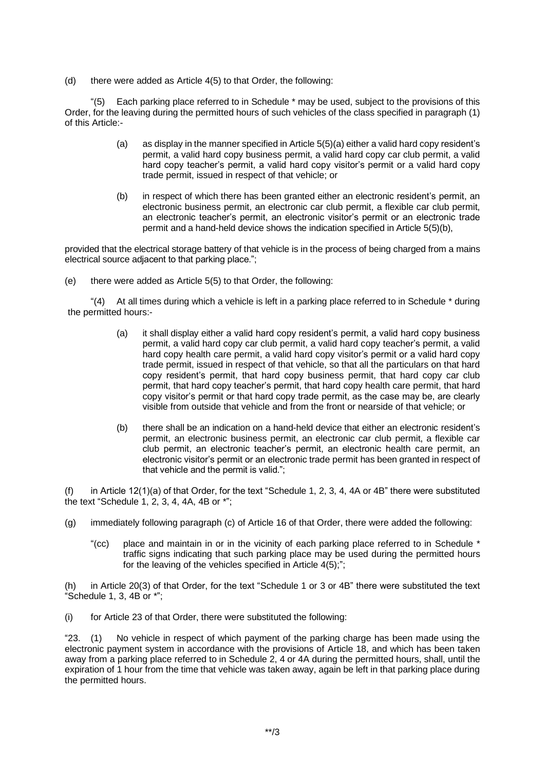(d) there were added as Article 4(5) to that Order, the following:

"(5) Each parking place referred to in Schedule * may be used, subject to the provisions of this Order, for the leaving during the permitted hours of such vehicles of the class specified in paragraph (1) of this Article:-

> (a) as display in the manner specified in Article 5(5)(a) either a valid hard copy resident's permit, a valid hard copy business permit, a valid hard copy car club permit, a valid hard copy teacher's permit, a valid hard copy visitor's permit or a valid hard copy trade permit, issued in respect of that vehicle; or
>
> (b) in respect of which there has been granted either an electronic resident's permit, an electronic business permit, an electronic car club permit, a flexible car club permit, an electronic teacher's permit, an electronic visitor's permit or an electronic trade permit and a hand-held device shows the indication specified in Article 5(5)(b),

provided that the electrical storage battery of that vehicle is in the process of being charged from a mains electrical source adjacent to that parking place.";

(e) there were added as Article 5(5) to that Order, the following:

"(4) At all times during which a vehicle is left in a parking place referred to in Schedule * during the permitted hours:-

> (a) it shall display either a valid hard copy resident's permit, a valid hard copy business permit, a valid hard copy car club permit, a valid hard copy teacher's permit, a valid hard copy health care permit, a valid hard copy visitor's permit or a valid hard copy trade permit, issued in respect of that vehicle, so that all the particulars on that hard copy resident's permit, that hard copy business permit, that hard copy car club permit, that hard copy teacher's permit, that hard copy health care permit, that hard copy visitor's permit or that hard copy trade permit, as the case may be, are clearly visible from outside that vehicle and from the front or nearside of that vehicle; or
>
> (b) there shall be an indication on a hand-held device that either an electronic resident's permit, an electronic business permit, an electronic car club permit, a flexible car club permit, an electronic teacher's permit, an electronic health care permit, an electronic visitor's permit or an electronic trade permit has been granted in respect of that vehicle and the permit is valid.";

(f) in Article 12(1)(a) of that Order, for the text "Schedule 1, 2, 3, 4, 4A or 4B" there were substituted the text "Schedule 1, 2, 3, 4, 4A, 4B or *";

(g) immediately following paragraph (c) of Article 16 of that Order, there were added the following:

> "(cc) place and maintain in or in the vicinity of each parking place referred to in Schedule * traffic signs indicating that such parking place may be used during the permitted hours for the leaving of the vehicles specified in Article 4(5);";

(h) in Article 20(3) of that Order, for the text "Schedule 1 or 3 or 4B" there were substituted the text "Schedule 1, 3, 4B or *";

(i) for Article 23 of that Order, there were substituted the following:

"23. (1) No vehicle in respect of which payment of the parking charge has been made using the electronic payment system in accordance with the provisions of Article 18, and which has been taken away from a parking place referred to in Schedule 2, 4 or 4A during the permitted hours, shall, until the expiration of 1 hour from the time that vehicle was taken away, again be left in that parking place during the permitted hours.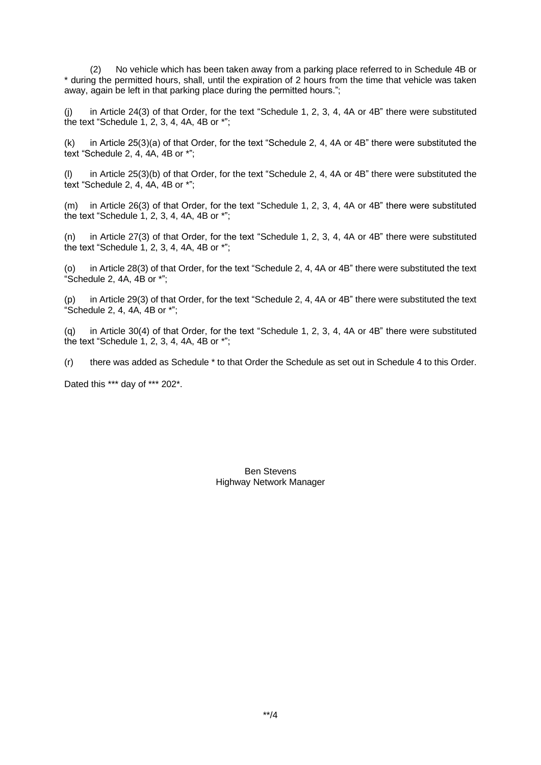(2) No vehicle which has been taken away from a parking place referred to in Schedule 4B or * during the permitted hours, shall, until the expiration of 2 hours from the time that vehicle was taken away, again be left in that parking place during the permitted hours.";

(j) in Article 24(3) of that Order, for the text "Schedule 1, 2, 3, 4, 4A or 4B" there were substituted the text "Schedule 1, 2, 3, 4, 4A, 4B or *";

(k) in Article 25(3)(a) of that Order, for the text "Schedule 2, 4, 4A or 4B" there were substituted the text "Schedule 2, 4, 4A, 4B or *";

(l) in Article 25(3)(b) of that Order, for the text "Schedule 2, 4, 4A or 4B" there were substituted the text "Schedule 2, 4, 4A, 4B or *";

(m) in Article 26(3) of that Order, for the text "Schedule 1, 2, 3, 4, 4A or 4B" there were substituted the text "Schedule 1, 2, 3, 4, 4A, 4B or *";

(n) in Article 27(3) of that Order, for the text "Schedule 1, 2, 3, 4, 4A or 4B" there were substituted the text "Schedule 1, 2, 3, 4, 4A, 4B or *";

(o) in Article 28(3) of that Order, for the text "Schedule 2, 4, 4A or 4B" there were substituted the text "Schedule 2, 4A, 4B or *";

(p) in Article 29(3) of that Order, for the text "Schedule 2, 4, 4A or 4B" there were substituted the text "Schedule 2, 4, 4A, 4B or *";

(q) in Article 30(4) of that Order, for the text "Schedule 1, 2, 3, 4, 4A or 4B" there were substituted the text "Schedule 1, 2, 3, 4, 4A, 4B or *";

(r) there was added as Schedule * to that Order the Schedule as set out in Schedule 4 to this Order.

Dated this *** day of *** 202*.

Ben Stevens
Highway Network Manager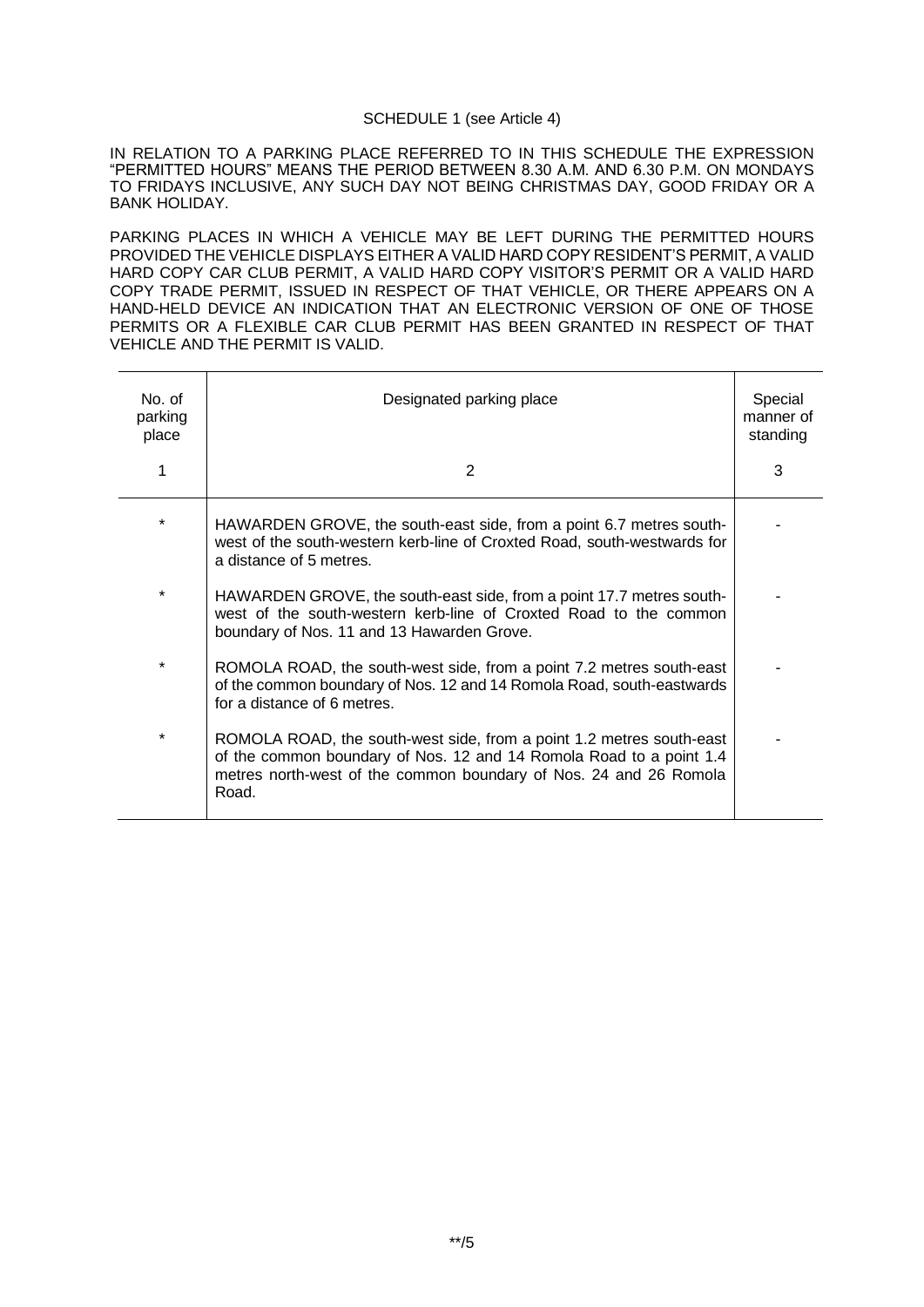SCHEDULE 1 (see Article 4)

IN RELATION TO A PARKING PLACE REFERRED TO IN THIS SCHEDULE THE EXPRESSION "PERMITTED HOURS" MEANS THE PERIOD BETWEEN 8.30 A.M. AND 6.30 P.M. ON MONDAYS TO FRIDAYS INCLUSIVE, ANY SUCH DAY NOT BEING CHRISTMAS DAY, GOOD FRIDAY OR A BANK HOLIDAY.

PARKING PLACES IN WHICH A VEHICLE MAY BE LEFT DURING THE PERMITTED HOURS PROVIDED THE VEHICLE DISPLAYS EITHER A VALID HARD COPY RESIDENT'S PERMIT, A VALID HARD COPY CAR CLUB PERMIT, A VALID HARD COPY VISITOR'S PERMIT OR A VALID HARD COPY TRADE PERMIT, ISSUED IN RESPECT OF THAT VEHICLE, OR THERE APPEARS ON A HAND-HELD DEVICE AN INDICATION THAT AN ELECTRONIC VERSION OF ONE OF THOSE PERMITS OR A FLEXIBLE CAR CLUB PERMIT HAS BEEN GRANTED IN RESPECT OF THAT VEHICLE AND THE PERMIT IS VALID.

| No. of parking place | Designated parking place | Special manner of standing |
|---|---|---|
| 1 | 2 | 3 |
| * | HAWARDEN GROVE, the south-east side, from a point 6.7 metres south-west of the south-western kerb-line of Croxted Road, south-westwards for a distance of 5 metres. | - |
| * | HAWARDEN GROVE, the south-east side, from a point 17.7 metres south-west of the south-western kerb-line of Croxted Road to the common boundary of Nos. 11 and 13 Hawarden Grove. | - |
| * | ROMOLA ROAD, the south-west side, from a point 7.2 metres south-east of the common boundary of Nos. 12 and 14 Romola Road, south-eastwards for a distance of 6 metres. | - |
| * | ROMOLA ROAD, the south-west side, from a point 1.2 metres south-east of the common boundary of Nos. 12 and 14 Romola Road to a point 1.4 metres north-west of the common boundary of Nos. 24 and 26 Romola Road. | - |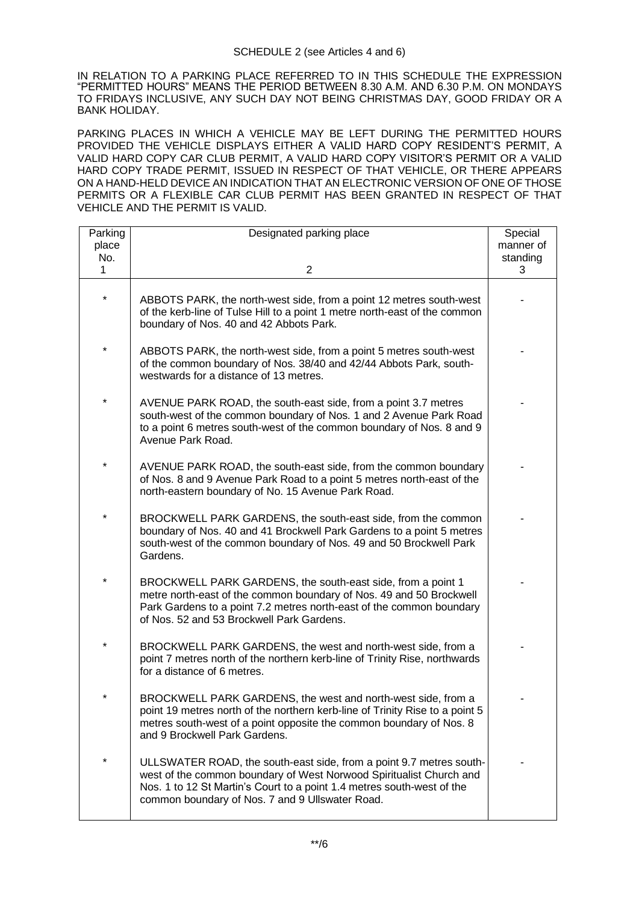SCHEDULE 2 (see Articles 4 and 6)

IN RELATION TO A PARKING PLACE REFERRED TO IN THIS SCHEDULE THE EXPRESSION "PERMITTED HOURS" MEANS THE PERIOD BETWEEN 8.30 A.M. AND 6.30 P.M. ON MONDAYS TO FRIDAYS INCLUSIVE, ANY SUCH DAY NOT BEING CHRISTMAS DAY, GOOD FRIDAY OR A BANK HOLIDAY.

PARKING PLACES IN WHICH A VEHICLE MAY BE LEFT DURING THE PERMITTED HOURS PROVIDED THE VEHICLE DISPLAYS EITHER A VALID HARD COPY RESIDENT'S PERMIT, A VALID HARD COPY CAR CLUB PERMIT, A VALID HARD COPY VISITOR'S PERMIT OR A VALID HARD COPY TRADE PERMIT, ISSUED IN RESPECT OF THAT VEHICLE, OR THERE APPEARS ON A HAND-HELD DEVICE AN INDICATION THAT AN ELECTRONIC VERSION OF ONE OF THOSE PERMITS OR A FLEXIBLE CAR CLUB PERMIT HAS BEEN GRANTED IN RESPECT OF THAT VEHICLE AND THE PERMIT IS VALID.

| Parking place No. 1 | Designated parking place 2 | Special manner of standing 3 |
|---|---|---|
| * | ABBOTS PARK, the north-west side, from a point 12 metres south-west of the kerb-line of Tulse Hill to a point 1 metre north-east of the common boundary of Nos. 40 and 42 Abbots Park. | - |
| * | ABBOTS PARK, the north-west side, from a point 5 metres south-west of the common boundary of Nos. 38/40 and 42/44 Abbots Park, south-westwards for a distance of 13 metres. | - |
| * | AVENUE PARK ROAD, the south-east side, from a point 3.7 metres south-west of the common boundary of Nos. 1 and 2 Avenue Park Road to a point 6 metres south-west of the common boundary of Nos. 8 and 9 Avenue Park Road. | - |
| * | AVENUE PARK ROAD, the south-east side, from the common boundary of Nos. 8 and 9 Avenue Park Road to a point 5 metres north-east of the north-eastern boundary of No. 15 Avenue Park Road. | - |
| * | BROCKWELL PARK GARDENS, the south-east side, from the common boundary of Nos. 40 and 41 Brockwell Park Gardens to a point 5 metres south-west of the common boundary of Nos. 49 and 50 Brockwell Park Gardens. | - |
| * | BROCKWELL PARK GARDENS, the south-east side, from a point 1 metre north-east of the common boundary of Nos. 49 and 50 Brockwell Park Gardens to a point 7.2 metres north-east of the common boundary of Nos. 52 and 53 Brockwell Park Gardens. | - |
| * | BROCKWELL PARK GARDENS, the west and north-west side, from a point 7 metres north of the northern kerb-line of Trinity Rise, northwards for a distance of 6 metres. | - |
| * | BROCKWELL PARK GARDENS, the west and north-west side, from a point 19 metres north of the northern kerb-line of Trinity Rise to a point 5 metres south-west of a point opposite the common boundary of Nos. 8 and 9 Brockwell Park Gardens. | - |
| * | ULLSWATER ROAD, the south-east side, from a point 9.7 metres south-west of the common boundary of West Norwood Spiritualist Church and Nos. 1 to 12 St Martin's Court to a point 1.4 metres south-west of the common boundary of Nos. 7 and 9 Ullswater Road. | - |

**/6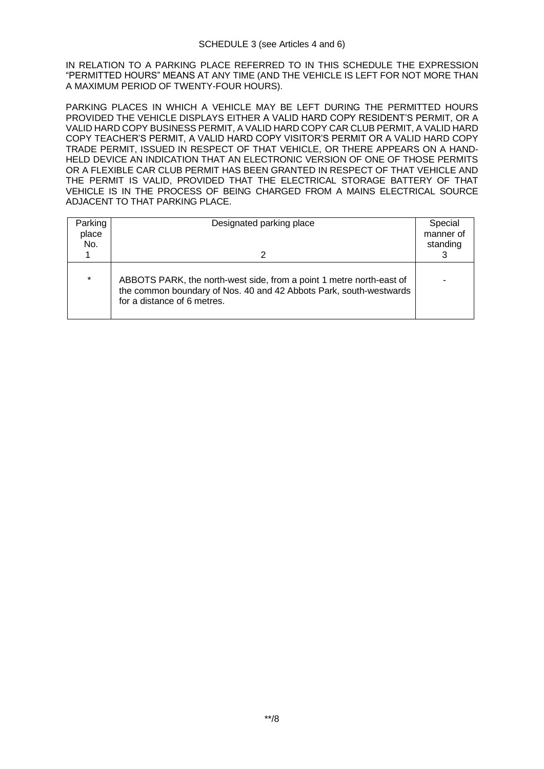SCHEDULE 3 (see Articles 4 and 6)

IN RELATION TO A PARKING PLACE REFERRED TO IN THIS SCHEDULE THE EXPRESSION "PERMITTED HOURS" MEANS AT ANY TIME (AND THE VEHICLE IS LEFT FOR NOT MORE THAN A MAXIMUM PERIOD OF TWENTY-FOUR HOURS).

PARKING PLACES IN WHICH A VEHICLE MAY BE LEFT DURING THE PERMITTED HOURS PROVIDED THE VEHICLE DISPLAYS EITHER A VALID HARD COPY RESIDENT'S PERMIT, OR A VALID HARD COPY BUSINESS PERMIT, A VALID HARD COPY CAR CLUB PERMIT, A VALID HARD COPY TEACHER'S PERMIT, A VALID HARD COPY VISITOR'S PERMIT OR A VALID HARD COPY TRADE PERMIT, ISSUED IN RESPECT OF THAT VEHICLE, OR THERE APPEARS ON A HAND-HELD DEVICE AN INDICATION THAT AN ELECTRONIC VERSION OF ONE OF THOSE PERMITS OR A FLEXIBLE CAR CLUB PERMIT HAS BEEN GRANTED IN RESPECT OF THAT VEHICLE AND THE PERMIT IS VALID, PROVIDED THAT THE ELECTRICAL STORAGE BATTERY OF THAT VEHICLE IS IN THE PROCESS OF BEING CHARGED FROM A MAINS ELECTRICAL SOURCE ADJACENT TO THAT PARKING PLACE.

| Parking place No. 1 | Designated parking place 2 | Special manner of standing 3 |
|---|---|---|
| * | ABBOTS PARK, the north-west side, from a point 1 metre north-east of the common boundary of Nos. 40 and 42 Abbots Park, south-westwards for a distance of 6 metres. | - |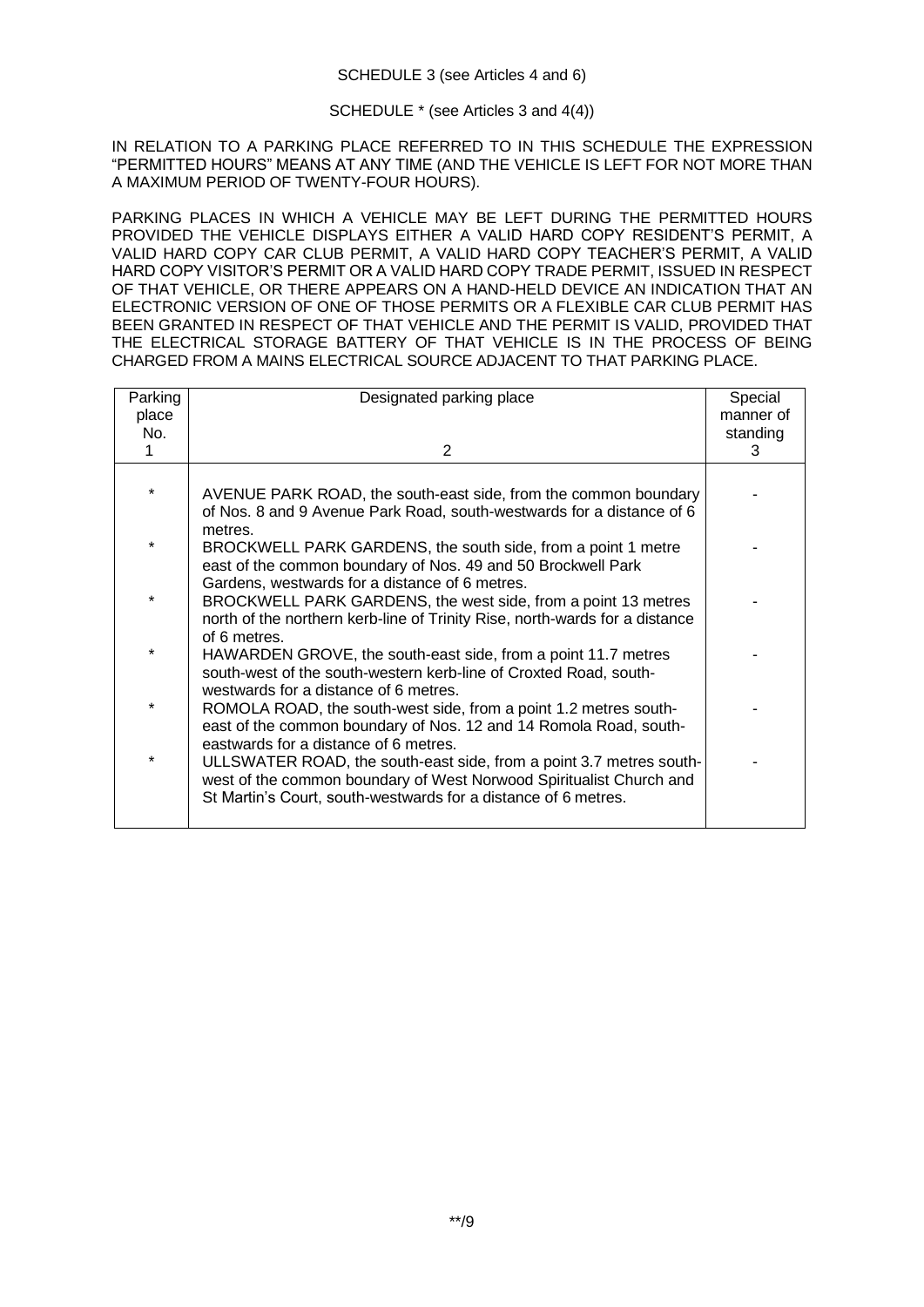SCHEDULE 3 (see Articles 4 and 6)

SCHEDULE * (see Articles 3 and 4(4))

IN RELATION TO A PARKING PLACE REFERRED TO IN THIS SCHEDULE THE EXPRESSION "PERMITTED HOURS" MEANS AT ANY TIME (AND THE VEHICLE IS LEFT FOR NOT MORE THAN A MAXIMUM PERIOD OF TWENTY-FOUR HOURS).

PARKING PLACES IN WHICH A VEHICLE MAY BE LEFT DURING THE PERMITTED HOURS PROVIDED THE VEHICLE DISPLAYS EITHER A VALID HARD COPY RESIDENT'S PERMIT, A VALID HARD COPY CAR CLUB PERMIT, A VALID HARD COPY TEACHER'S PERMIT, A VALID HARD COPY VISITOR'S PERMIT OR A VALID HARD COPY TRADE PERMIT, ISSUED IN RESPECT OF THAT VEHICLE, OR THERE APPEARS ON A HAND-HELD DEVICE AN INDICATION THAT AN ELECTRONIC VERSION OF ONE OF THOSE PERMITS OR A FLEXIBLE CAR CLUB PERMIT HAS BEEN GRANTED IN RESPECT OF THAT VEHICLE AND THE PERMIT IS VALID, PROVIDED THAT THE ELECTRICAL STORAGE BATTERY OF THAT VEHICLE IS IN THE PROCESS OF BEING CHARGED FROM A MAINS ELECTRICAL SOURCE ADJACENT TO THAT PARKING PLACE.

| Parking place No.<br>1 | Designated parking place<br>2 | Special manner of standing<br>3 |
|---|---|---|
| * | AVENUE PARK ROAD, the south-east side, from the common boundary of Nos. 8 and 9 Avenue Park Road, south-westwards for a distance of 6 metres. | - |
| * | BROCKWELL PARK GARDENS, the south side, from a point 1 metre east of the common boundary of Nos. 49 and 50 Brockwell Park Gardens, westwards for a distance of 6 metres. | - |
| * | BROCKWELL PARK GARDENS, the west side, from a point 13 metres north of the northern kerb-line of Trinity Rise, north-wards for a distance of 6 metres. | - |
| * | HAWARDEN GROVE, the south-east side, from a point 11.7 metres south-west of the south-western kerb-line of Croxted Road, south-westwards for a distance of 6 metres. | - |
| * | ROMOLA ROAD, the south-west side, from a point 1.2 metres south-east of the common boundary of Nos. 12 and 14 Romola Road, south-eastwards for a distance of 6 metres. | - |
| * | ULLSWATER ROAD, the south-east side, from a point 3.7 metres south-west of the common boundary of West Norwood Spiritualist Church and St Martin's Court, south-westwards for a distance of 6 metres. | - |